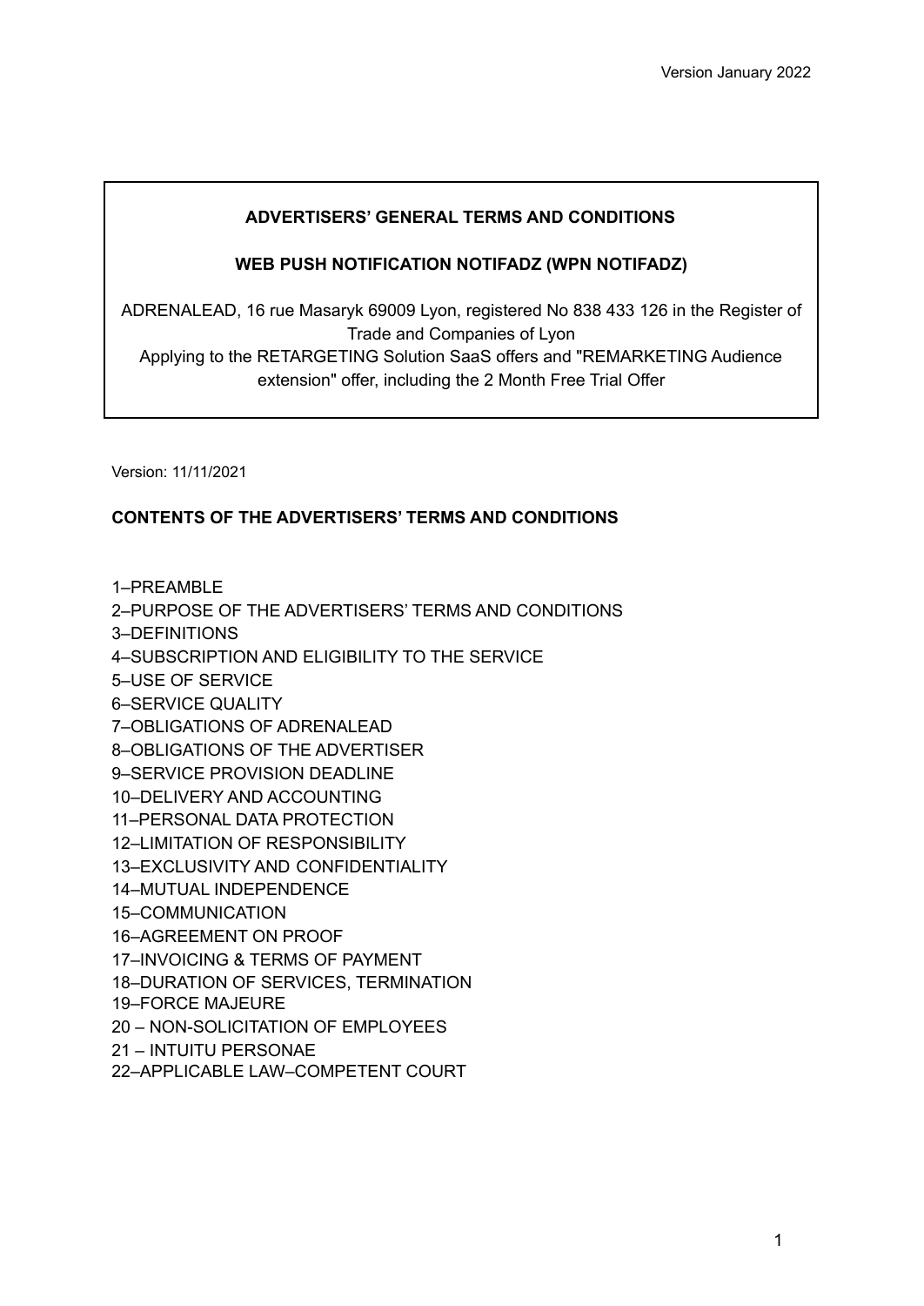Version January 2022

**ADVERTISERS' GENERAL TERMS AND CONDITIONS**

**WEB PUSH NOTIFICATION NOTIFADZ (WPN NOTIFADZ)**

ADRENALEAD, 16 rue Masaryk 69009 Lyon, registered No 838 433 126 in the Register of Trade and Companies of Lyon
Applying to the RETARGETING Solution SaaS offers and "REMARKETING Audience extension" offer, including the 2 Month Free Trial Offer

Version: 11/11/2021

**CONTENTS OF THE ADVERTISERS' TERMS AND CONDITIONS**

1–PREAMBLE
2–PURPOSE OF THE ADVERTISERS' TERMS AND CONDITIONS
3–DEFINITIONS
4–SUBSCRIPTION AND ELIGIBILITY TO THE SERVICE
5–USE OF SERVICE
6–SERVICE QUALITY
7–OBLIGATIONS OF ADRENALEAD
8–OBLIGATIONS OF THE ADVERTISER
9–SERVICE PROVISION DEADLINE
10–DELIVERY AND ACCOUNTING
11–PERSONAL DATA PROTECTION
12–LIMITATION OF RESPONSIBILITY
13–EXCLUSIVITY AND CONFIDENTIALITY
14–MUTUAL INDEPENDENCE
15–COMMUNICATION
16–AGREEMENT ON PROOF
17–INVOICING & TERMS OF PAYMENT
18–DURATION OF SERVICES, TERMINATION
19–FORCE MAJEURE
20 – NON-SOLICITATION OF EMPLOYEES
21 – INTUITU PERSONAE
22–APPLICABLE LAW–COMPETENT COURT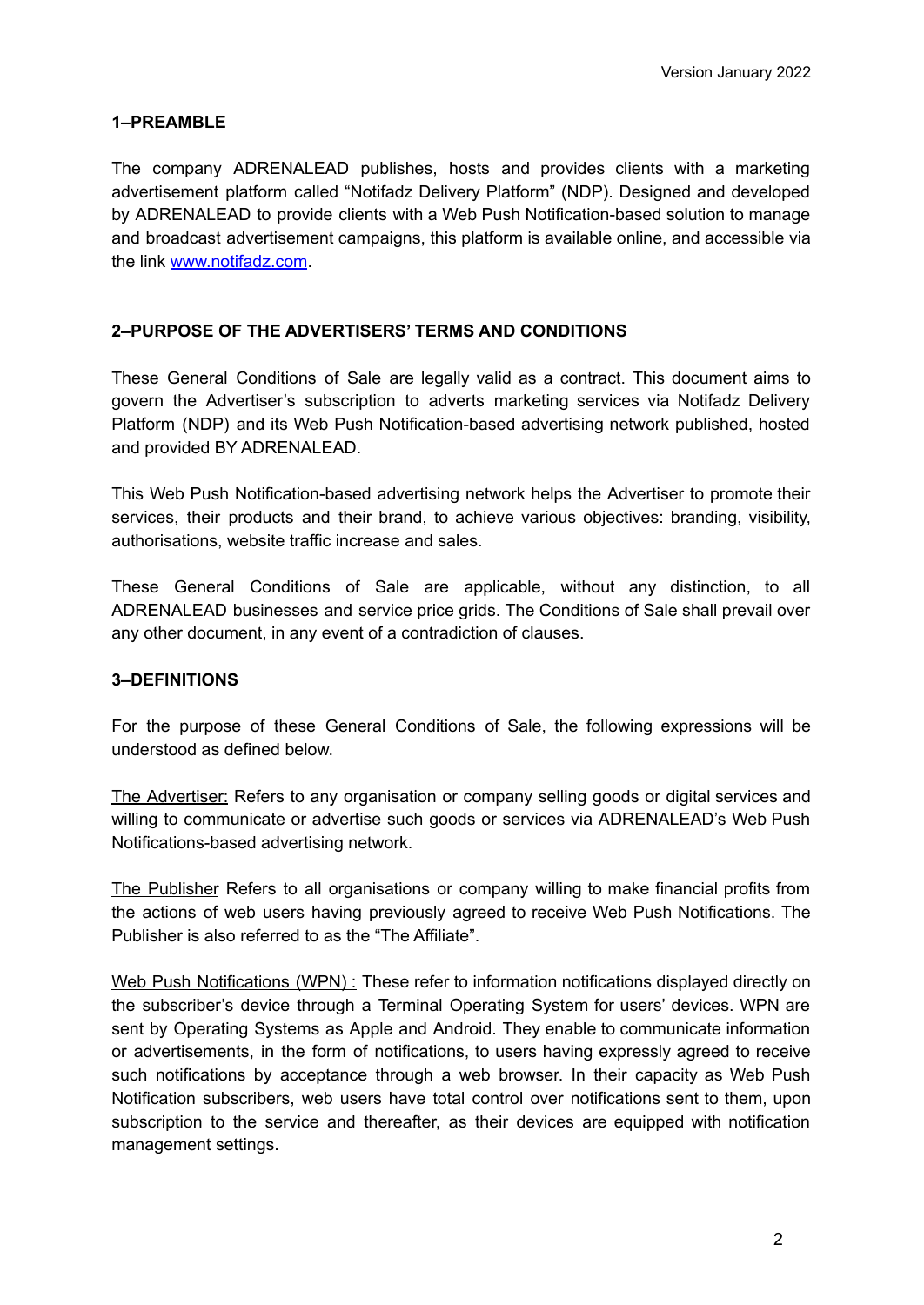Version January 2022

## 1–PREAMBLE

The company ADRENALEAD publishes, hosts and provides clients with a marketing advertisement platform called "Notifadz Delivery Platform" (NDP). Designed and developed by ADRENALEAD to provide clients with a Web Push Notification-based solution to manage and broadcast advertisement campaigns, this platform is available online, and accessible via the link [www.notifadz.com](http://www.notifadz.com).

## 2–PURPOSE OF THE ADVERTISERS' TERMS AND CONDITIONS

These General Conditions of Sale are legally valid as a contract. This document aims to govern the Advertiser's subscription to adverts marketing services via Notifadz Delivery Platform (NDP) and its Web Push Notification-based advertising network published, hosted and provided BY ADRENALEAD.

This Web Push Notification-based advertising network helps the Advertiser to promote their services, their products and their brand, to achieve various objectives: branding, visibility, authorisations, website traffic increase and sales.

These General Conditions of Sale are applicable, without any distinction, to all ADRENALEAD businesses and service price grids. The Conditions of Sale shall prevail over any other document, in any event of a contradiction of clauses.

## 3–DEFINITIONS

For the purpose of these General Conditions of Sale, the following expressions will be understood as defined below.

<u>The Advertiser:</u> Refers to any organisation or company selling goods or digital services and willing to communicate or advertise such goods or services via ADRENALEAD's Web Push Notifications-based advertising network.

<u>The Publisher</u> Refers to all organisations or company willing to make financial profits from the actions of web users having previously agreed to receive Web Push Notifications. The Publisher is also referred to as the "The Affiliate".

<u>Web Push Notifications (WPN) :</u> These refer to information notifications displayed directly on the subscriber's device through a Terminal Operating System for users' devices. WPN are sent by Operating Systems as Apple and Android. They enable to communicate information or advertisements, in the form of notifications, to users having expressly agreed to receive such notifications by acceptance through a web browser. In their capacity as Web Push Notification subscribers, web users have total control over notifications sent to them, upon subscription to the service and thereafter, as their devices are equipped with notification management settings.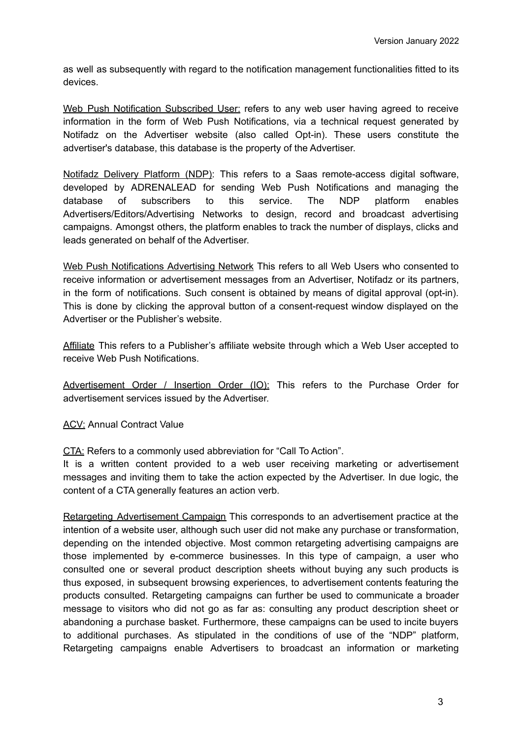as well as subsequently with regard to the notification management functionalities fitted to its devices.

Web Push Notification Subscribed User: refers to any web user having agreed to receive information in the form of Web Push Notifications, via a technical request generated by Notifadz on the Advertiser website (also called Opt-in). These users constitute the advertiser's database, this database is the property of the Advertiser.

Notifadz Delivery Platform (NDP): This refers to a Saas remote-access digital software, developed by ADRENALEAD for sending Web Push Notifications and managing the database of subscribers to this service. The NDP platform enables Advertisers/Editors/Advertising Networks to design, record and broadcast advertising campaigns. Amongst others, the platform enables to track the number of displays, clicks and leads generated on behalf of the Advertiser.

Web Push Notifications Advertising Network This refers to all Web Users who consented to receive information or advertisement messages from an Advertiser, Notifadz or its partners, in the form of notifications. Such consent is obtained by means of digital approval (opt-in). This is done by clicking the approval button of a consent-request window displayed on the Advertiser or the Publisher's website.

Affiliate This refers to a Publisher's affiliate website through which a Web User accepted to receive Web Push Notifications.

Advertisement Order / Insertion Order (IO): This refers to the Purchase Order for advertisement services issued by the Advertiser.

ACV: Annual Contract Value

CTA: Refers to a commonly used abbreviation for "Call To Action".
It is a written content provided to a web user receiving marketing or advertisement messages and inviting them to take the action expected by the Advertiser. In due logic, the content of a CTA generally features an action verb.

Retargeting Advertisement Campaign This corresponds to an advertisement practice at the intention of a website user, although such user did not make any purchase or transformation, depending on the intended objective. Most common retargeting advertising campaigns are those implemented by e-commerce businesses. In this type of campaign, a user who consulted one or several product description sheets without buying any such products is thus exposed, in subsequent browsing experiences, to advertisement contents featuring the products consulted. Retargeting campaigns can further be used to communicate a broader message to visitors who did not go as far as: consulting any product description sheet or abandoning a purchase basket. Furthermore, these campaigns can be used to incite buyers to additional purchases. As stipulated in the conditions of use of the "NDP" platform, Retargeting campaigns enable Advertisers to broadcast an information or marketing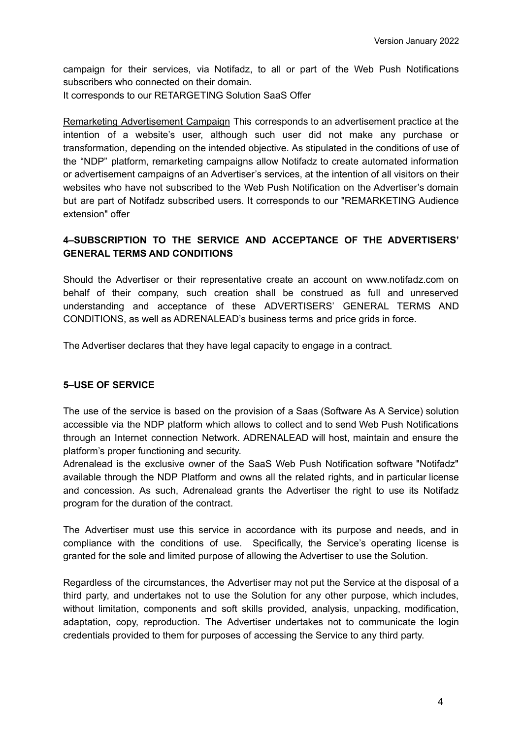campaign for their services, via Notifadz, to all or part of the Web Push Notifications subscribers who connected on their domain.
It corresponds to our RETARGETING Solution SaaS Offer

<u>Remarketing Advertisement Campaign</u> This corresponds to an advertisement practice at the intention of a website's user, although such user did not make any purchase or transformation, depending on the intended objective. As stipulated in the conditions of use of the "NDP" platform, remarketing campaigns allow Notifadz to create automated information or advertisement campaigns of an Advertiser's services, at the intention of all visitors on their websites who have not subscribed to the Web Push Notification on the Advertiser's domain but are part of Notifadz subscribed users. It corresponds to our "REMARKETING Audience extension" offer

## 4–SUBSCRIPTION TO THE SERVICE AND ACCEPTANCE OF THE ADVERTISERS' GENERAL TERMS AND CONDITIONS

Should the Advertiser or their representative create an account on www.notifadz.com on behalf of their company, such creation shall be construed as full and unreserved understanding and acceptance of these ADVERTISERS' GENERAL TERMS AND CONDITIONS, as well as ADRENALEAD's business terms and price grids in force.

The Advertiser declares that they have legal capacity to engage in a contract.

## 5–USE OF SERVICE

The use of the service is based on the provision of a Saas (Software As A Service) solution accessible via the NDP platform which allows to collect and to send Web Push Notifications through an Internet connection Network. ADRENALEAD will host, maintain and ensure the platform's proper functioning and security.
Adrenalead is the exclusive owner of the SaaS Web Push Notification software "Notifadz" available through the NDP Platform and owns all the related rights, and in particular license and concession. As such, Adrenalead grants the Advertiser the right to use its Notifadz program for the duration of the contract.

The Advertiser must use this service in accordance with its purpose and needs, and in compliance with the conditions of use. Specifically, the Service's operating license is granted for the sole and limited purpose of allowing the Advertiser to use the Solution.

Regardless of the circumstances, the Advertiser may not put the Service at the disposal of a third party, and undertakes not to use the Solution for any other purpose, which includes, without limitation, components and soft skills provided, analysis, unpacking, modification, adaptation, copy, reproduction. The Advertiser undertakes not to communicate the login credentials provided to them for purposes of accessing the Service to any third party.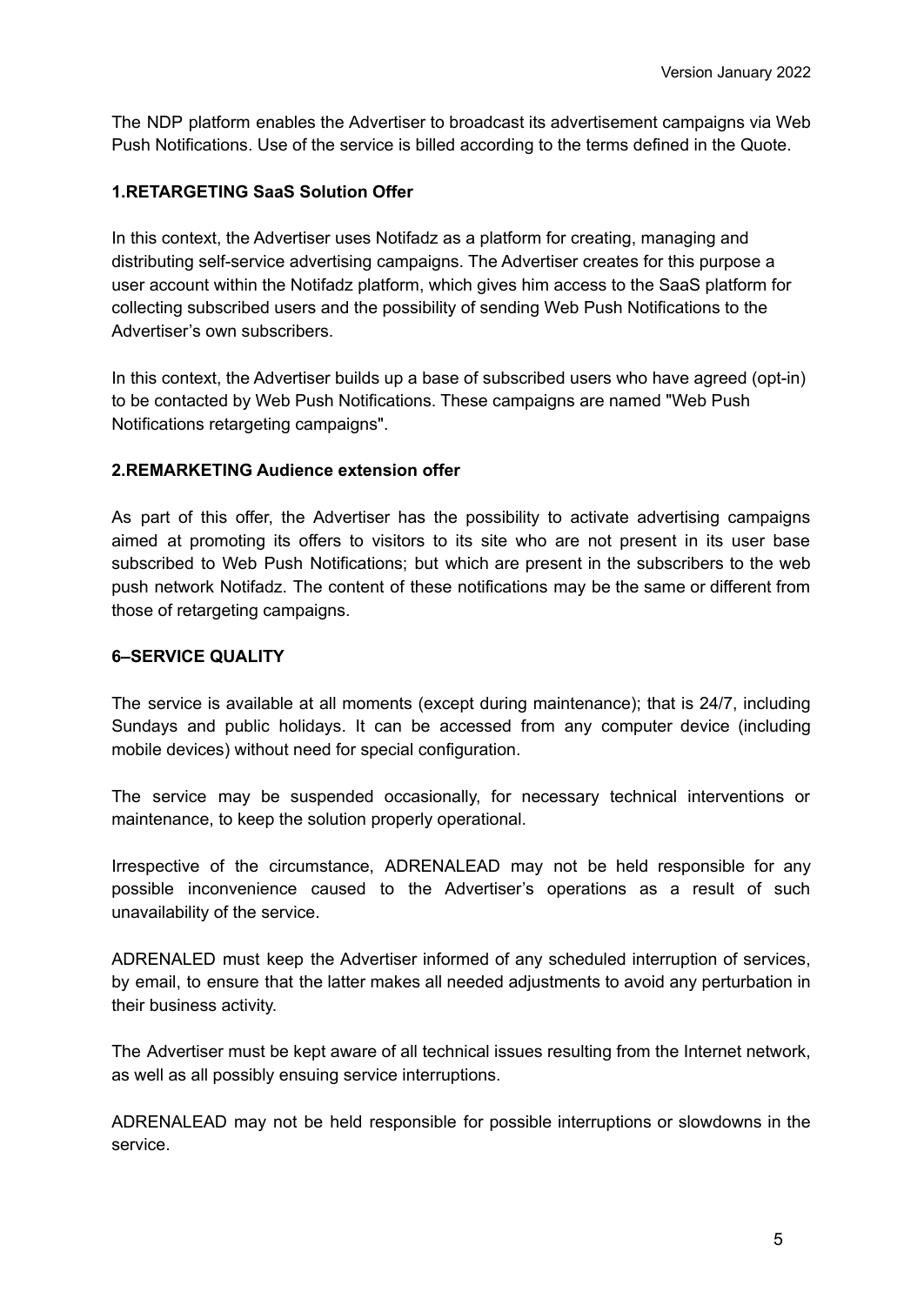The NDP platform enables the Advertiser to broadcast its advertisement campaigns via Web Push Notifications. Use of the service is billed according to the terms defined in the Quote.

**1.RETARGETING SaaS Solution Offer**

In this context, the Advertiser uses Notifadz as a platform for creating, managing and distributing self-service advertising campaigns. The Advertiser creates for this purpose a user account within the Notifadz platform, which gives him access to the SaaS platform for collecting subscribed users and the possibility of sending Web Push Notifications to the Advertiser's own subscribers.

In this context, the Advertiser builds up a base of subscribed users who have agreed (opt-in) to be contacted by Web Push Notifications. These campaigns are named "Web Push Notifications retargeting campaigns".

**2.REMARKETING Audience extension offer**

As part of this offer, the Advertiser has the possibility to activate advertising campaigns aimed at promoting its offers to visitors to its site who are not present in its user base subscribed to Web Push Notifications; but which are present in the subscribers to the web push network Notifadz. The content of these notifications may be the same or different from those of retargeting campaigns.

**6–SERVICE QUALITY**

The service is available at all moments (except during maintenance); that is 24/7, including Sundays and public holidays. It can be accessed from any computer device (including mobile devices) without need for special configuration.

The service may be suspended occasionally, for necessary technical interventions or maintenance, to keep the solution properly operational.

Irrespective of the circumstance, ADRENALEAD may not be held responsible for any possible inconvenience caused to the Advertiser's operations as a result of such unavailability of the service.

ADRENALED must keep the Advertiser informed of any scheduled interruption of services, by email, to ensure that the latter makes all needed adjustments to avoid any perturbation in their business activity.

The Advertiser must be kept aware of all technical issues resulting from the Internet network, as well as all possibly ensuing service interruptions.

ADRENALEAD may not be held responsible for possible interruptions or slowdowns in the service.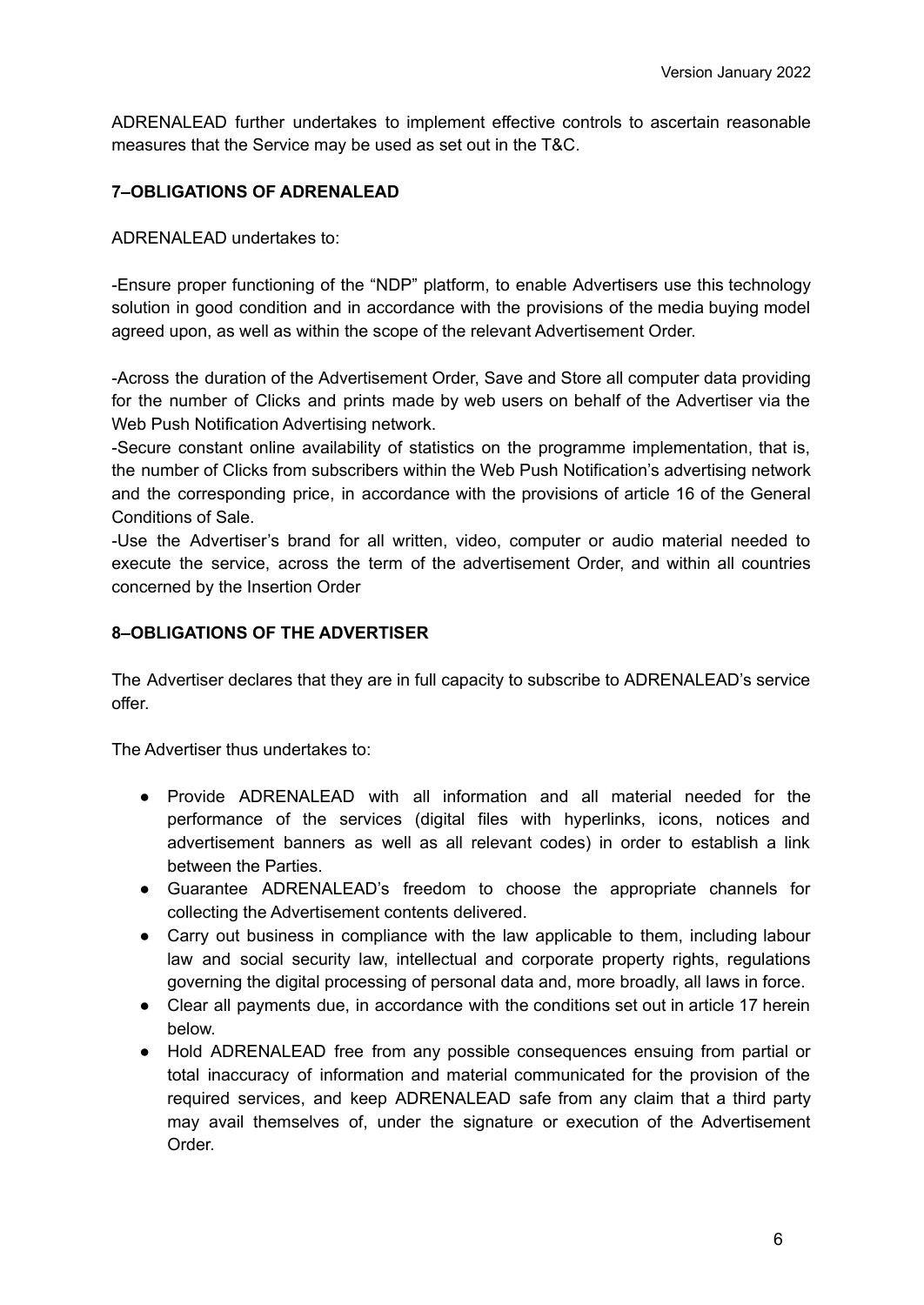ADRENALEAD further undertakes to implement effective controls to ascertain reasonable measures that the Service may be used as set out in the T&C.

**7–OBLIGATIONS OF ADRENALEAD**

ADRENALEAD undertakes to:

-Ensure proper functioning of the “NDP” platform, to enable Advertisers use this technology solution in good condition and in accordance with the provisions of the media buying model agreed upon, as well as within the scope of the relevant Advertisement Order.

-Across the duration of the Advertisement Order, Save and Store all computer data providing for the number of Clicks and prints made by web users on behalf of the Advertiser via the Web Push Notification Advertising network.

-Secure constant online availability of statistics on the programme implementation, that is, the number of Clicks from subscribers within the Web Push Notification’s advertising network and the corresponding price, in accordance with the provisions of article 16 of the General Conditions of Sale.

-Use the Advertiser’s brand for all written, video, computer or audio material needed to execute the service, across the term of the advertisement Order, and within all countries concerned by the Insertion Order

**8–OBLIGATIONS OF THE ADVERTISER**

The Advertiser declares that they are in full capacity to subscribe to ADRENALEAD’s service offer.

The Advertiser thus undertakes to:

- Provide ADRENALEAD with all information and all material needed for the performance of the services (digital files with hyperlinks, icons, notices and advertisement banners as well as all relevant codes) in order to establish a link between the Parties.
- Guarantee ADRENALEAD’s freedom to choose the appropriate channels for collecting the Advertisement contents delivered.
- Carry out business in compliance with the law applicable to them, including labour law and social security law, intellectual and corporate property rights, regulations governing the digital processing of personal data and, more broadly, all laws in force.
- Clear all payments due, in accordance with the conditions set out in article 17 herein below.
- Hold ADRENALEAD free from any possible consequences ensuing from partial or total inaccuracy of information and material communicated for the provision of the required services, and keep ADRENALEAD safe from any claim that a third party may avail themselves of, under the signature or execution of the Advertisement Order.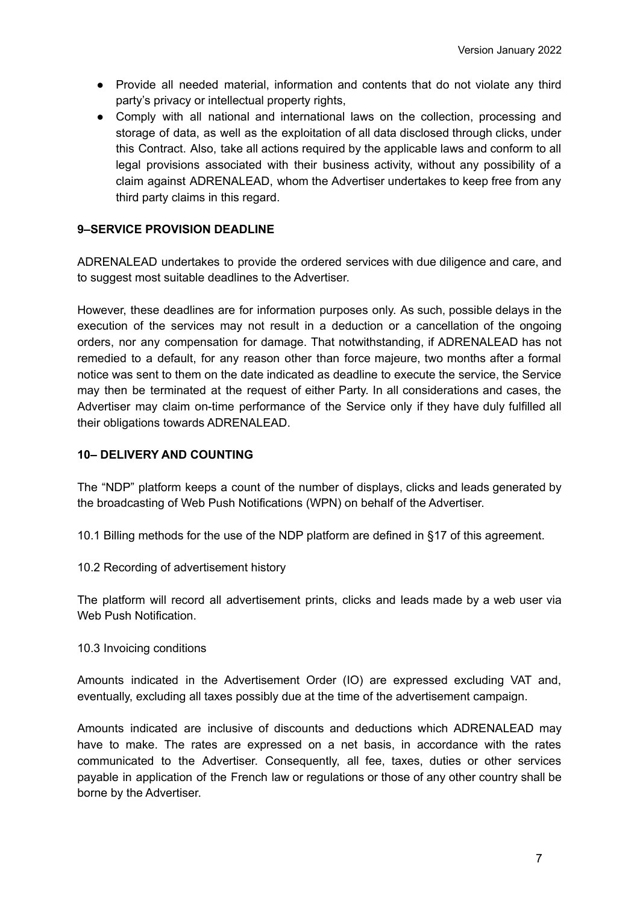- Provide all needed material, information and contents that do not violate any third party's privacy or intellectual property rights,
- Comply with all national and international laws on the collection, processing and storage of data, as well as the exploitation of all data disclosed through clicks, under this Contract. Also, take all actions required by the applicable laws and conform to all legal provisions associated with their business activity, without any possibility of a claim against ADRENALEAD, whom the Advertiser undertakes to keep free from any third party claims in this regard.

**9–SERVICE PROVISION DEADLINE**

ADRENALEAD undertakes to provide the ordered services with due diligence and care, and to suggest most suitable deadlines to the Advertiser.

However, these deadlines are for information purposes only. As such, possible delays in the execution of the services may not result in a deduction or a cancellation of the ongoing orders, nor any compensation for damage. That notwithstanding, if ADRENALEAD has not remedied to a default, for any reason other than force majeure, two months after a formal notice was sent to them on the date indicated as deadline to execute the service, the Service may then be terminated at the request of either Party. In all considerations and cases, the Advertiser may claim on-time performance of the Service only if they have duly fulfilled all their obligations towards ADRENALEAD.

**10– DELIVERY AND COUNTING**

The "NDP" platform keeps a count of the number of displays, clicks and leads generated by the broadcasting of Web Push Notifications (WPN) on behalf of the Advertiser.

10.1 Billing methods for the use of the NDP platform are defined in §17 of this agreement.

10.2 Recording of advertisement history

The platform will record all advertisement prints, clicks and leads made by a web user via Web Push Notification.

10.3 Invoicing conditions

Amounts indicated in the Advertisement Order (IO) are expressed excluding VAT and, eventually, excluding all taxes possibly due at the time of the advertisement campaign.

Amounts indicated are inclusive of discounts and deductions which ADRENALEAD may have to make. The rates are expressed on a net basis, in accordance with the rates communicated to the Advertiser. Consequently, all fee, taxes, duties or other services payable in application of the French law or regulations or those of any other country shall be borne by the Advertiser.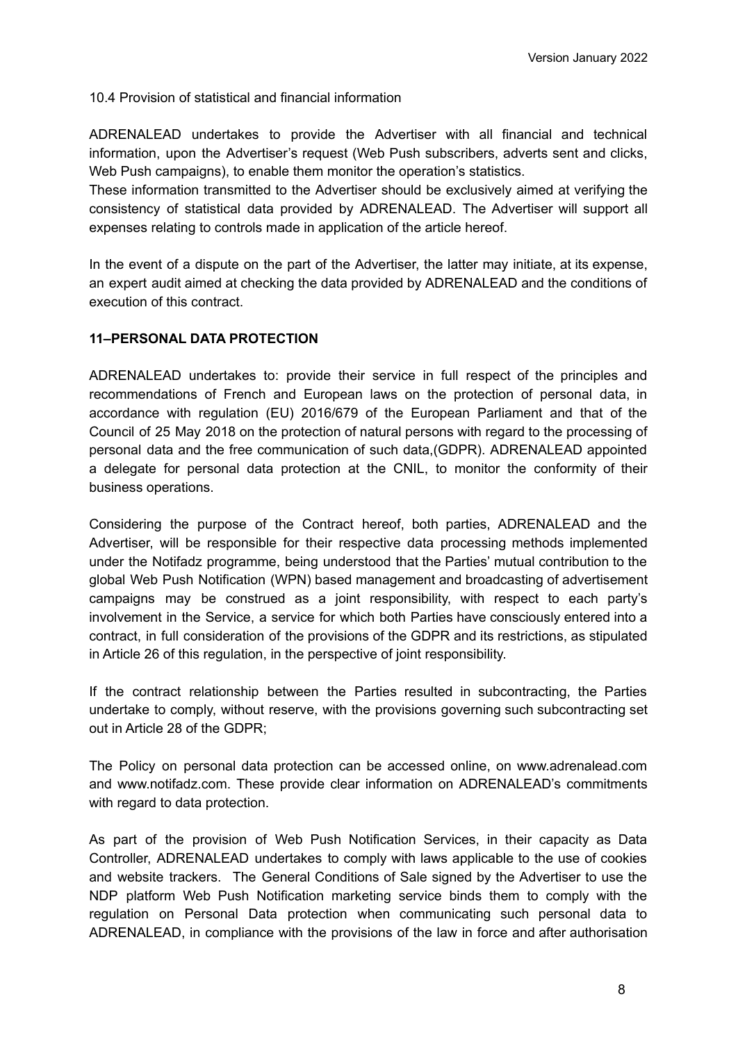10.4 Provision of statistical and financial information

ADRENALEAD undertakes to provide the Advertiser with all financial and technical information, upon the Advertiser's request (Web Push subscribers, adverts sent and clicks, Web Push campaigns), to enable them monitor the operation's statistics.
These information transmitted to the Advertiser should be exclusively aimed at verifying the consistency of statistical data provided by ADRENALEAD. The Advertiser will support all expenses relating to controls made in application of the article hereof.

In the event of a dispute on the part of the Advertiser, the latter may initiate, at its expense, an expert audit aimed at checking the data provided by ADRENALEAD and the conditions of execution of this contract.

## 11–PERSONAL DATA PROTECTION

ADRENALEAD undertakes to: provide their service in full respect of the principles and recommendations of French and European laws on the protection of personal data, in accordance with regulation (EU) 2016/679 of the European Parliament and that of the Council of 25 May 2018 on the protection of natural persons with regard to the processing of personal data and the free communication of such data,(GDPR). ADRENALEAD appointed a delegate for personal data protection at the CNIL, to monitor the conformity of their business operations.

Considering the purpose of the Contract hereof, both parties, ADRENALEAD and the Advertiser, will be responsible for their respective data processing methods implemented under the Notifadz programme, being understood that the Parties' mutual contribution to the global Web Push Notification (WPN) based management and broadcasting of advertisement campaigns may be construed as a joint responsibility, with respect to each party's involvement in the Service, a service for which both Parties have consciously entered into a contract, in full consideration of the provisions of the GDPR and its restrictions, as stipulated in Article 26 of this regulation, in the perspective of joint responsibility.

If the contract relationship between the Parties resulted in subcontracting, the Parties undertake to comply, without reserve, with the provisions governing such subcontracting set out in Article 28 of the GDPR;

The Policy on personal data protection can be accessed online, on www.adrenalead.com and www.notifadz.com. These provide clear information on ADRENALEAD's commitments with regard to data protection.

As part of the provision of Web Push Notification Services, in their capacity as Data Controller, ADRENALEAD undertakes to comply with laws applicable to the use of cookies and website trackers. The General Conditions of Sale signed by the Advertiser to use the NDP platform Web Push Notification marketing service binds them to comply with the regulation on Personal Data protection when communicating such personal data to ADRENALEAD, in compliance with the provisions of the law in force and after authorisation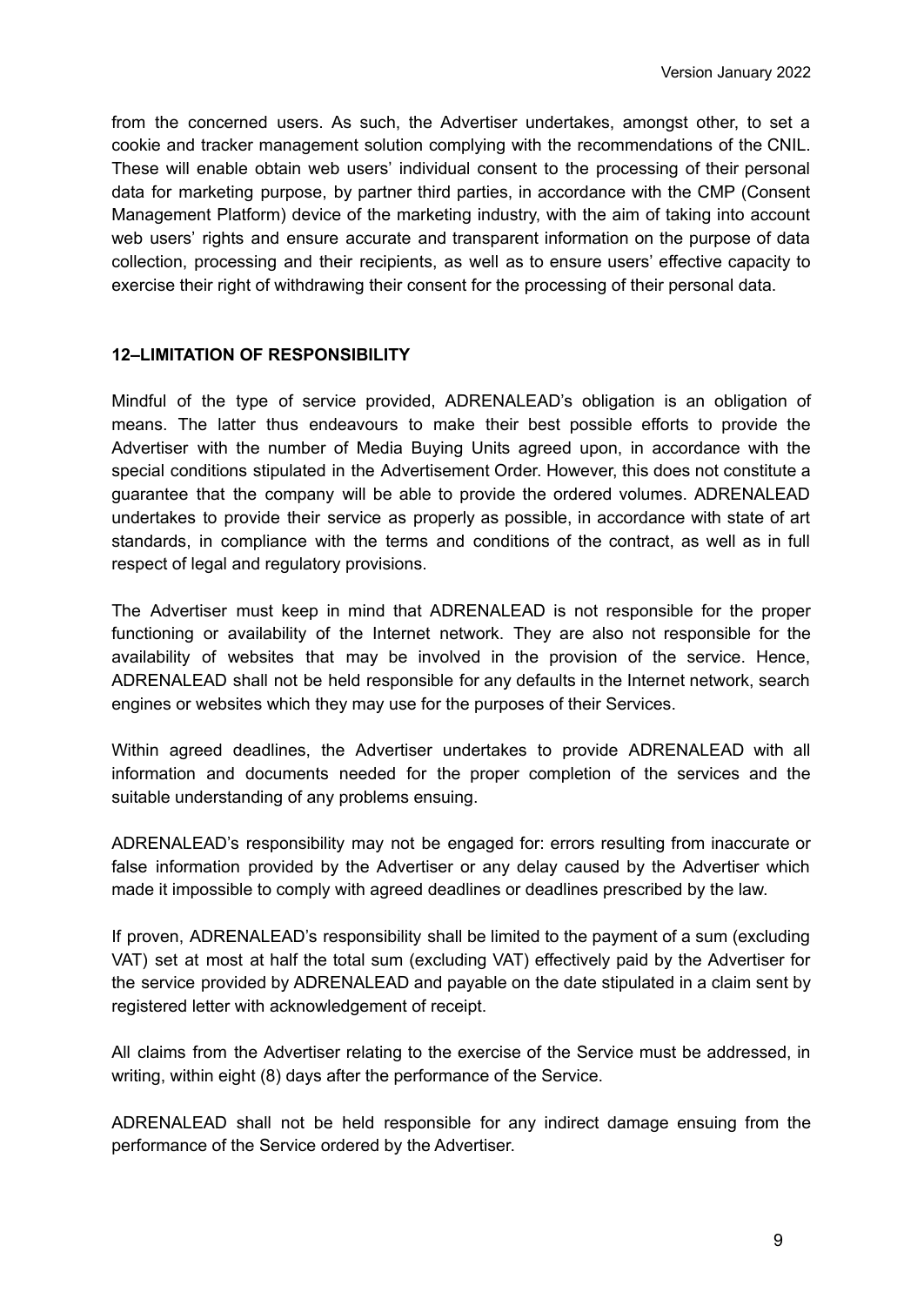from the concerned users. As such, the Advertiser undertakes, amongst other, to set a cookie and tracker management solution complying with the recommendations of the CNIL. These will enable obtain web users' individual consent to the processing of their personal data for marketing purpose, by partner third parties, in accordance with the CMP (Consent Management Platform) device of the marketing industry, with the aim of taking into account web users' rights and ensure accurate and transparent information on the purpose of data collection, processing and their recipients, as well as to ensure users' effective capacity to exercise their right of withdrawing their consent for the processing of their personal data.

## 12–LIMITATION OF RESPONSIBILITY

Mindful of the type of service provided, ADRENALEAD's obligation is an obligation of means. The latter thus endeavours to make their best possible efforts to provide the Advertiser with the number of Media Buying Units agreed upon, in accordance with the special conditions stipulated in the Advertisement Order. However, this does not constitute a guarantee that the company will be able to provide the ordered volumes. ADRENALEAD undertakes to provide their service as properly as possible, in accordance with state of art standards, in compliance with the terms and conditions of the contract, as well as in full respect of legal and regulatory provisions.

The Advertiser must keep in mind that ADRENALEAD is not responsible for the proper functioning or availability of the Internet network. They are also not responsible for the availability of websites that may be involved in the provision of the service. Hence, ADRENALEAD shall not be held responsible for any defaults in the Internet network, search engines or websites which they may use for the purposes of their Services.

Within agreed deadlines, the Advertiser undertakes to provide ADRENALEAD with all information and documents needed for the proper completion of the services and the suitable understanding of any problems ensuing.

ADRENALEAD's responsibility may not be engaged for: errors resulting from inaccurate or false information provided by the Advertiser or any delay caused by the Advertiser which made it impossible to comply with agreed deadlines or deadlines prescribed by the law.

If proven, ADRENALEAD's responsibility shall be limited to the payment of a sum (excluding VAT) set at most at half the total sum (excluding VAT) effectively paid by the Advertiser for the service provided by ADRENALEAD and payable on the date stipulated in a claim sent by registered letter with acknowledgement of receipt.

All claims from the Advertiser relating to the exercise of the Service must be addressed, in writing, within eight (8) days after the performance of the Service.

ADRENALEAD shall not be held responsible for any indirect damage ensuing from the performance of the Service ordered by the Advertiser.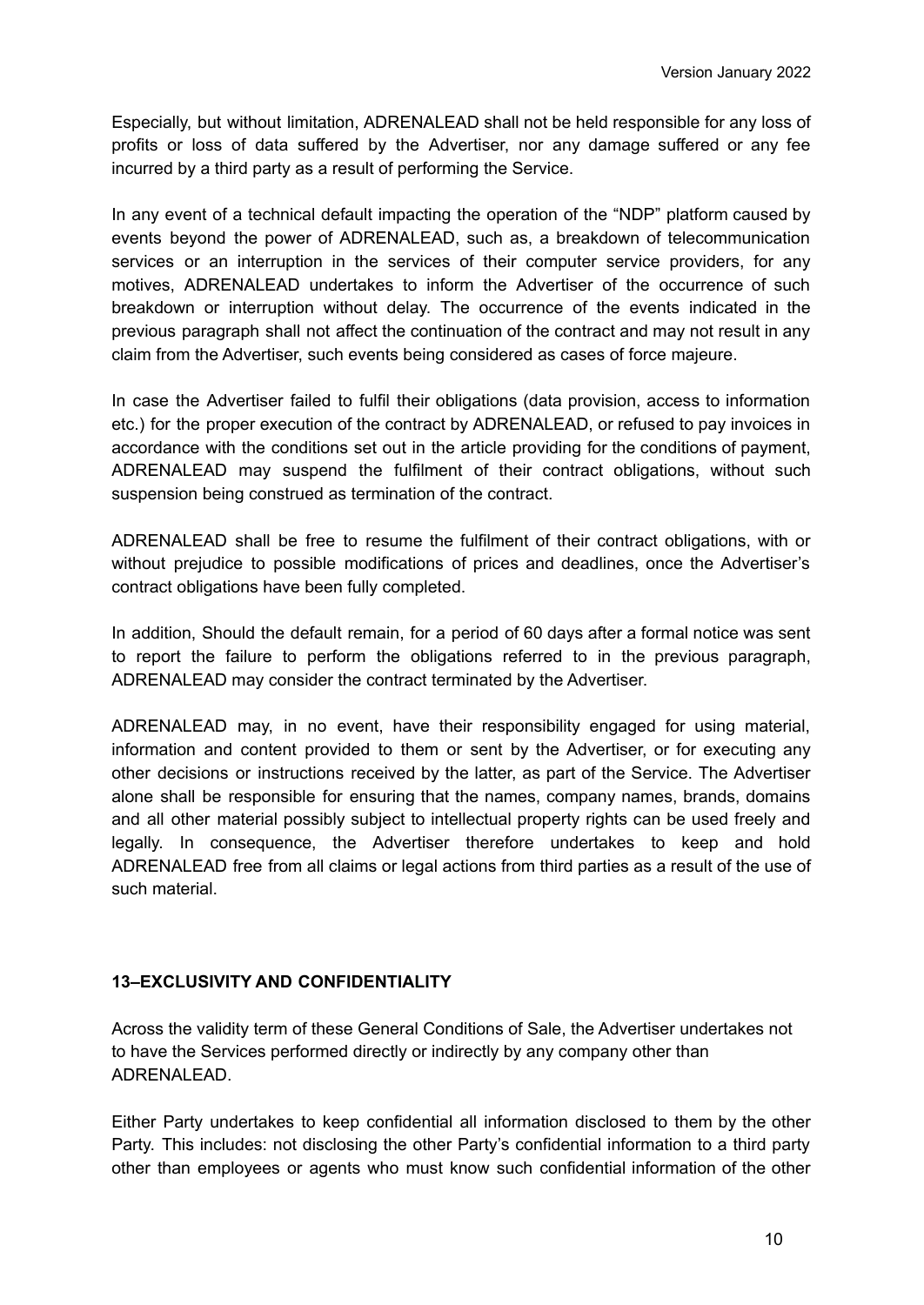Especially, but without limitation, ADRENALEAD shall not be held responsible for any loss of profits or loss of data suffered by the Advertiser, nor any damage suffered or any fee incurred by a third party as a result of performing the Service.

In any event of a technical default impacting the operation of the "NDP" platform caused by events beyond the power of ADRENALEAD, such as, a breakdown of telecommunication services or an interruption in the services of their computer service providers, for any motives, ADRENALEAD undertakes to inform the Advertiser of the occurrence of such breakdown or interruption without delay. The occurrence of the events indicated in the previous paragraph shall not affect the continuation of the contract and may not result in any claim from the Advertiser, such events being considered as cases of force majeure.

In case the Advertiser failed to fulfil their obligations (data provision, access to information etc.) for the proper execution of the contract by ADRENALEAD, or refused to pay invoices in accordance with the conditions set out in the article providing for the conditions of payment, ADRENALEAD may suspend the fulfilment of their contract obligations, without such suspension being construed as termination of the contract.

ADRENALEAD shall be free to resume the fulfilment of their contract obligations, with or without prejudice to possible modifications of prices and deadlines, once the Advertiser's contract obligations have been fully completed.

In addition, Should the default remain, for a period of 60 days after a formal notice was sent to report the failure to perform the obligations referred to in the previous paragraph, ADRENALEAD may consider the contract terminated by the Advertiser.

ADRENALEAD may, in no event, have their responsibility engaged for using material, information and content provided to them or sent by the Advertiser, or for executing any other decisions or instructions received by the latter, as part of the Service. The Advertiser alone shall be responsible for ensuring that the names, company names, brands, domains and all other material possibly subject to intellectual property rights can be used freely and legally. In consequence, the Advertiser therefore undertakes to keep and hold ADRENALEAD free from all claims or legal actions from third parties as a result of the use of such material.

## 13–EXCLUSIVITY AND CONFIDENTIALITY

Across the validity term of these General Conditions of Sale, the Advertiser undertakes not to have the Services performed directly or indirectly by any company other than ADRENALEAD.

Either Party undertakes to keep confidential all information disclosed to them by the other Party. This includes: not disclosing the other Party's confidential information to a third party other than employees or agents who must know such confidential information of the other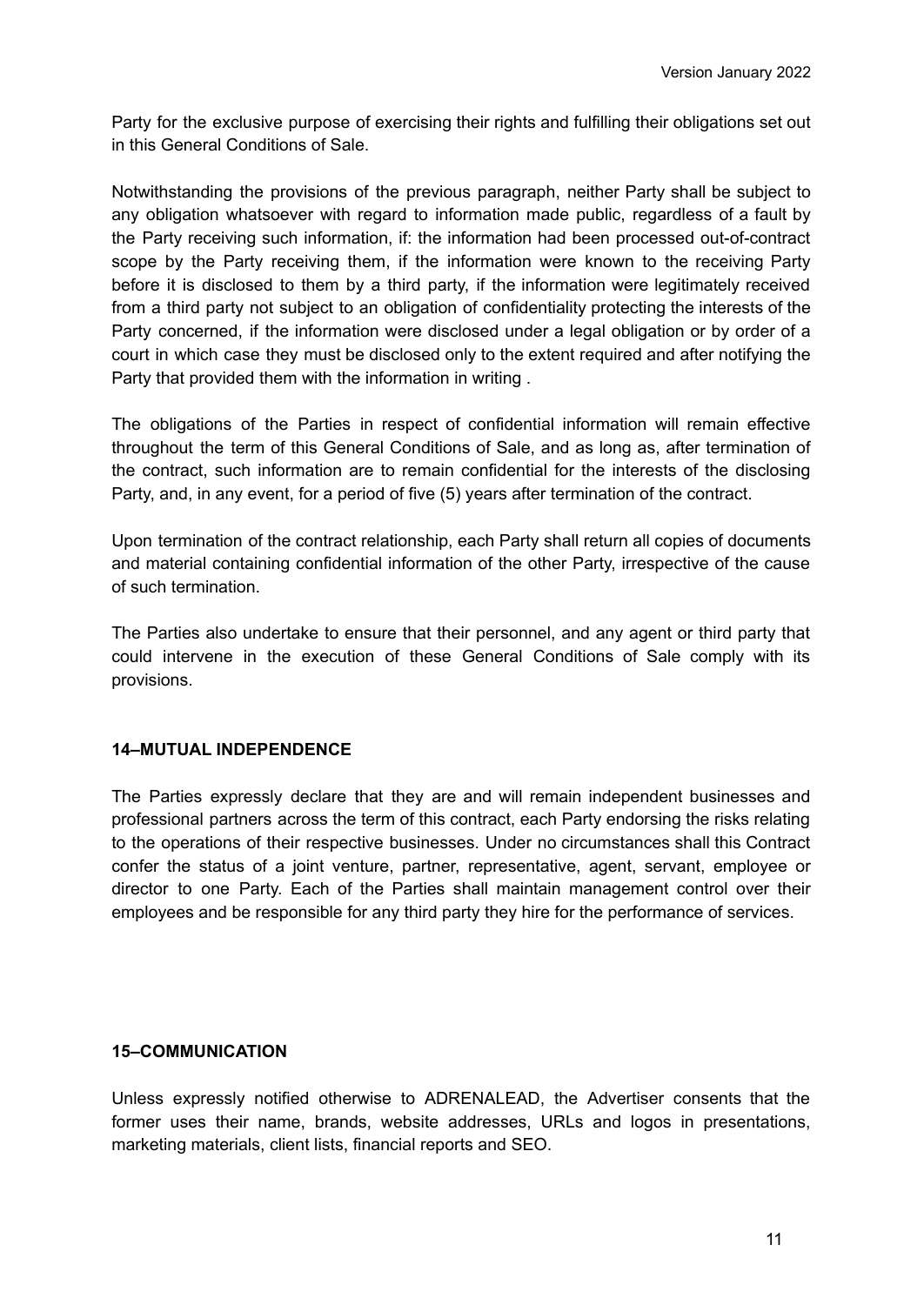Party for the exclusive purpose of exercising their rights and fulfilling their obligations set out in this General Conditions of Sale.

Notwithstanding the provisions of the previous paragraph, neither Party shall be subject to any obligation whatsoever with regard to information made public, regardless of a fault by the Party receiving such information, if: the information had been processed out-of-contract scope by the Party receiving them, if the information were known to the receiving Party before it is disclosed to them by a third party, if the information were legitimately received from a third party not subject to an obligation of confidentiality protecting the interests of the Party concerned, if the information were disclosed under a legal obligation or by order of a court in which case they must be disclosed only to the extent required and after notifying the Party that provided them with the information in writing .

The obligations of the Parties in respect of confidential information will remain effective throughout the term of this General Conditions of Sale, and as long as, after termination of the contract, such information are to remain confidential for the interests of the disclosing Party, and, in any event, for a period of five (5) years after termination of the contract.

Upon termination of the contract relationship, each Party shall return all copies of documents and material containing confidential information of the other Party, irrespective of the cause of such termination.

The Parties also undertake to ensure that their personnel, and any agent or third party that could intervene in the execution of these General Conditions of Sale comply with its provisions.

**14–MUTUAL INDEPENDENCE**

The Parties expressly declare that they are and will remain independent businesses and professional partners across the term of this contract, each Party endorsing the risks relating to the operations of their respective businesses. Under no circumstances shall this Contract confer the status of a joint venture, partner, representative, agent, servant, employee or director to one Party. Each of the Parties shall maintain management control over their employees and be responsible for any third party they hire for the performance of services.

**15–COMMUNICATION**

Unless expressly notified otherwise to ADRENALEAD, the Advertiser consents that the former uses their name, brands, website addresses, URLs and logos in presentations, marketing materials, client lists, financial reports and SEO.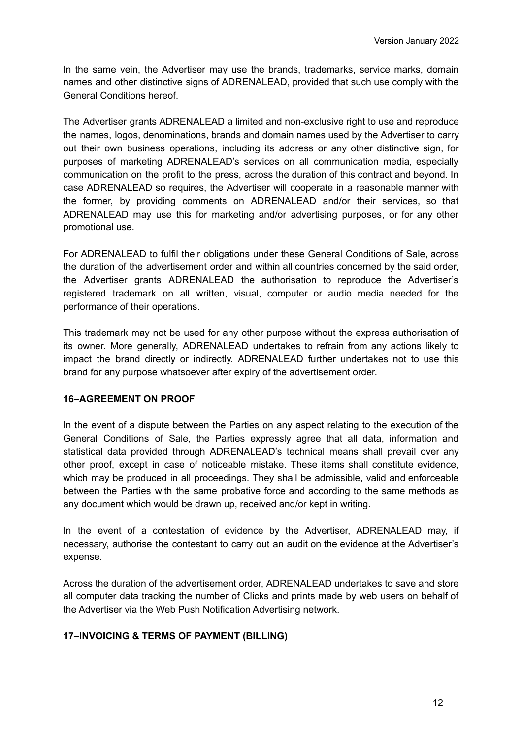In the same vein, the Advertiser may use the brands, trademarks, service marks, domain names and other distinctive signs of ADRENALEAD, provided that such use comply with the General Conditions hereof.

The Advertiser grants ADRENALEAD a limited and non-exclusive right to use and reproduce the names, logos, denominations, brands and domain names used by the Advertiser to carry out their own business operations, including its address or any other distinctive sign, for purposes of marketing ADRENALEAD's services on all communication media, especially communication on the profit to the press, across the duration of this contract and beyond. In case ADRENALEAD so requires, the Advertiser will cooperate in a reasonable manner with the former, by providing comments on ADRENALEAD and/or their services, so that ADRENALEAD may use this for marketing and/or advertising purposes, or for any other promotional use.

For ADRENALEAD to fulfil their obligations under these General Conditions of Sale, across the duration of the advertisement order and within all countries concerned by the said order, the Advertiser grants ADRENALEAD the authorisation to reproduce the Advertiser's registered trademark on all written, visual, computer or audio media needed for the performance of their operations.

This trademark may not be used for any other purpose without the express authorisation of its owner. More generally, ADRENALEAD undertakes to refrain from any actions likely to impact the brand directly or indirectly. ADRENALEAD further undertakes not to use this brand for any purpose whatsoever after expiry of the advertisement order.

**16–AGREEMENT ON PROOF**

In the event of a dispute between the Parties on any aspect relating to the execution of the General Conditions of Sale, the Parties expressly agree that all data, information and statistical data provided through ADRENALEAD's technical means shall prevail over any other proof, except in case of noticeable mistake. These items shall constitute evidence, which may be produced in all proceedings. They shall be admissible, valid and enforceable between the Parties with the same probative force and according to the same methods as any document which would be drawn up, received and/or kept in writing.

In the event of a contestation of evidence by the Advertiser, ADRENALEAD may, if necessary, authorise the contestant to carry out an audit on the evidence at the Advertiser's expense.

Across the duration of the advertisement order, ADRENALEAD undertakes to save and store all computer data tracking the number of Clicks and prints made by web users on behalf of the Advertiser via the Web Push Notification Advertising network.

**17–INVOICING & TERMS OF PAYMENT (BILLING)**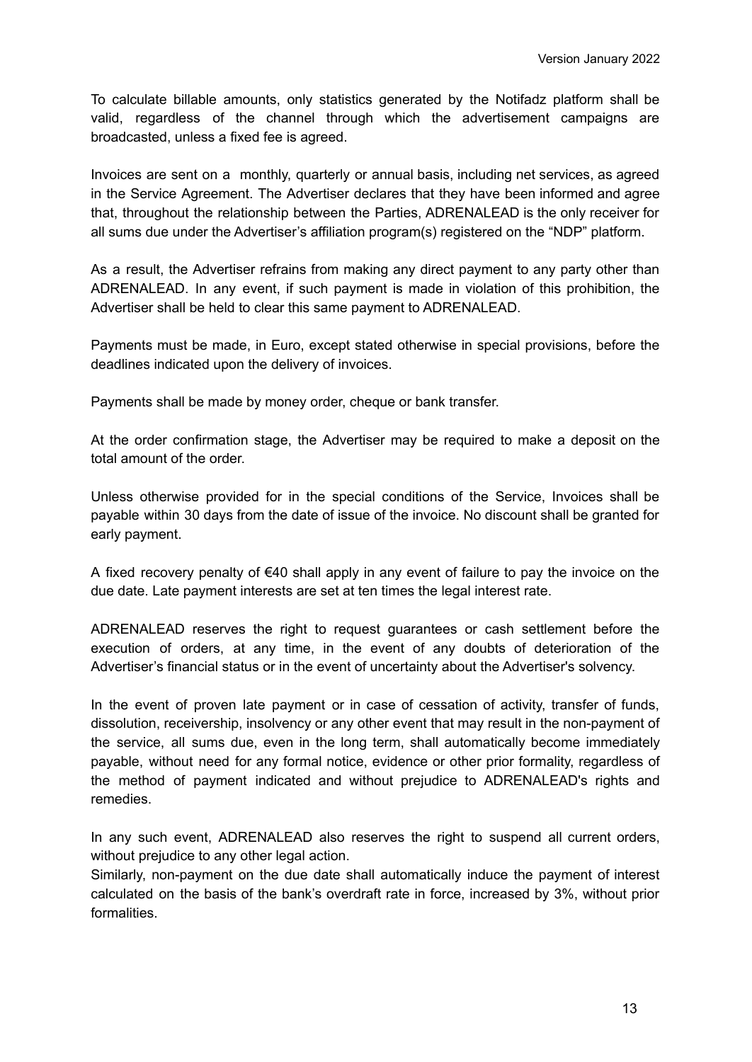To calculate billable amounts, only statistics generated by the Notifadz platform shall be valid, regardless of the channel through which the advertisement campaigns are broadcasted, unless a fixed fee is agreed.

Invoices are sent on a  monthly, quarterly or annual basis, including net services, as agreed in the Service Agreement. The Advertiser declares that they have been informed and agree that, throughout the relationship between the Parties, ADRENALEAD is the only receiver for all sums due under the Advertiser's affiliation program(s) registered on the "NDP" platform.

As a result, the Advertiser refrains from making any direct payment to any party other than ADRENALEAD. In any event, if such payment is made in violation of this prohibition, the Advertiser shall be held to clear this same payment to ADRENALEAD.

Payments must be made, in Euro, except stated otherwise in special provisions, before the deadlines indicated upon the delivery of invoices.

Payments shall be made by money order, cheque or bank transfer.

At the order confirmation stage, the Advertiser may be required to make a deposit on the total amount of the order.

Unless otherwise provided for in the special conditions of the Service, Invoices shall be payable within 30 days from the date of issue of the invoice. No discount shall be granted for early payment.

A fixed recovery penalty of €40 shall apply in any event of failure to pay the invoice on the due date. Late payment interests are set at ten times the legal interest rate.

ADRENALEAD reserves the right to request guarantees or cash settlement before the execution of orders, at any time, in the event of any doubts of deterioration of the Advertiser's financial status or in the event of uncertainty about the Advertiser's solvency.

In the event of proven late payment or in case of cessation of activity, transfer of funds, dissolution, receivership, insolvency or any other event that may result in the non-payment of the service, all sums due, even in the long term, shall automatically become immediately payable, without need for any formal notice, evidence or other prior formality, regardless of the method of payment indicated and without prejudice to ADRENALEAD's rights and remedies.

In any such event, ADRENALEAD also reserves the right to suspend all current orders, without prejudice to any other legal action.
Similarly, non-payment on the due date shall automatically induce the payment of interest calculated on the basis of the bank's overdraft rate in force, increased by 3%, without prior formalities.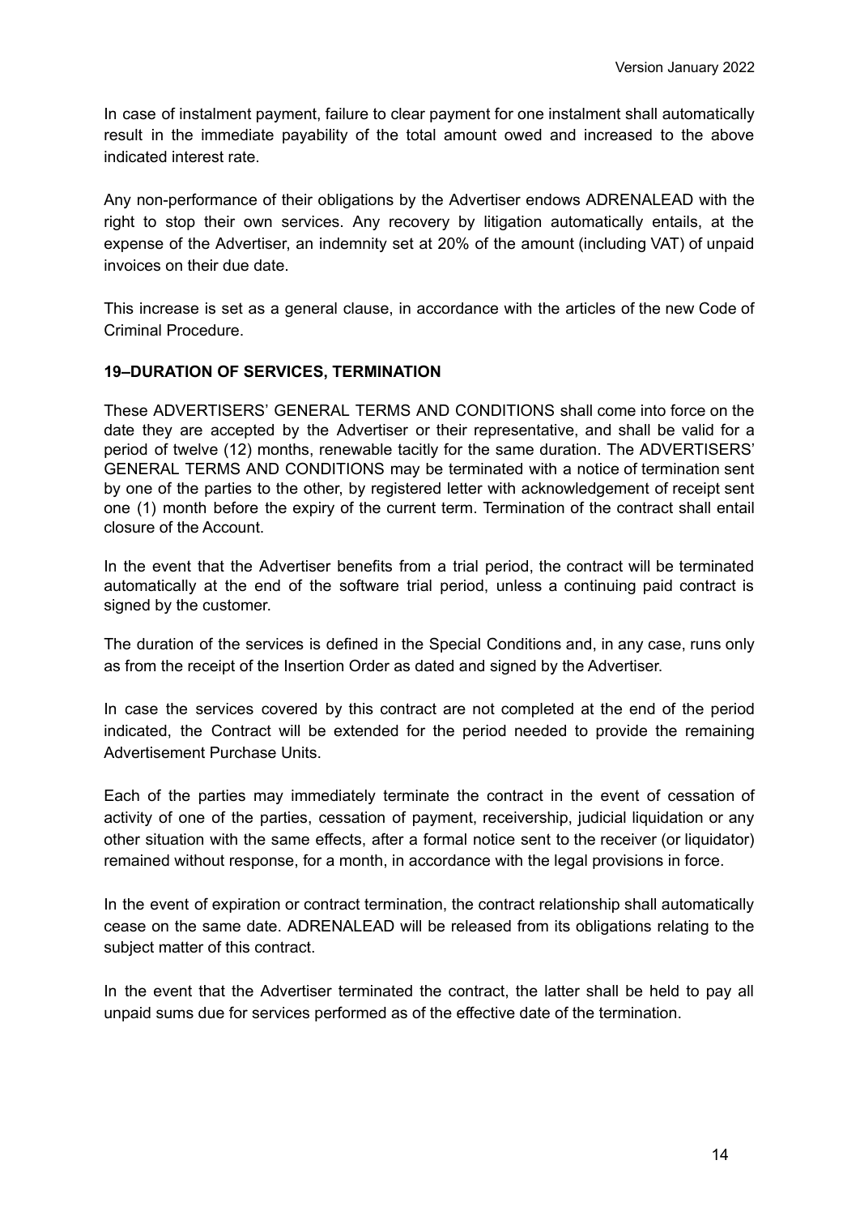In case of instalment payment, failure to clear payment for one instalment shall automatically result in the immediate payability of the total amount owed and increased to the above indicated interest rate.

Any non-performance of their obligations by the Advertiser endows ADRENALEAD with the right to stop their own services. Any recovery by litigation automatically entails, at the expense of the Advertiser, an indemnity set at 20% of the amount (including VAT) of unpaid invoices on their due date.

This increase is set as a general clause, in accordance with the articles of the new Code of Criminal Procedure.

**19–DURATION OF SERVICES, TERMINATION**

These ADVERTISERS' GENERAL TERMS AND CONDITIONS shall come into force on the date they are accepted by the Advertiser or their representative, and shall be valid for a period of twelve (12) months, renewable tacitly for the same duration. The ADVERTISERS' GENERAL TERMS AND CONDITIONS may be terminated with a notice of termination sent by one of the parties to the other, by registered letter with acknowledgement of receipt sent one (1) month before the expiry of the current term. Termination of the contract shall entail closure of the Account.

In the event that the Advertiser benefits from a trial period, the contract will be terminated automatically at the end of the software trial period, unless a continuing paid contract is signed by the customer.

The duration of the services is defined in the Special Conditions and, in any case, runs only as from the receipt of the Insertion Order as dated and signed by the Advertiser.

In case the services covered by this contract are not completed at the end of the period indicated, the Contract will be extended for the period needed to provide the remaining Advertisement Purchase Units.

Each of the parties may immediately terminate the contract in the event of cessation of activity of one of the parties, cessation of payment, receivership, judicial liquidation or any other situation with the same effects, after a formal notice sent to the receiver (or liquidator) remained without response, for a month, in accordance with the legal provisions in force.

In the event of expiration or contract termination, the contract relationship shall automatically cease on the same date. ADRENALEAD will be released from its obligations relating to the subject matter of this contract.

In the event that the Advertiser terminated the contract, the latter shall be held to pay all unpaid sums due for services performed as of the effective date of the termination.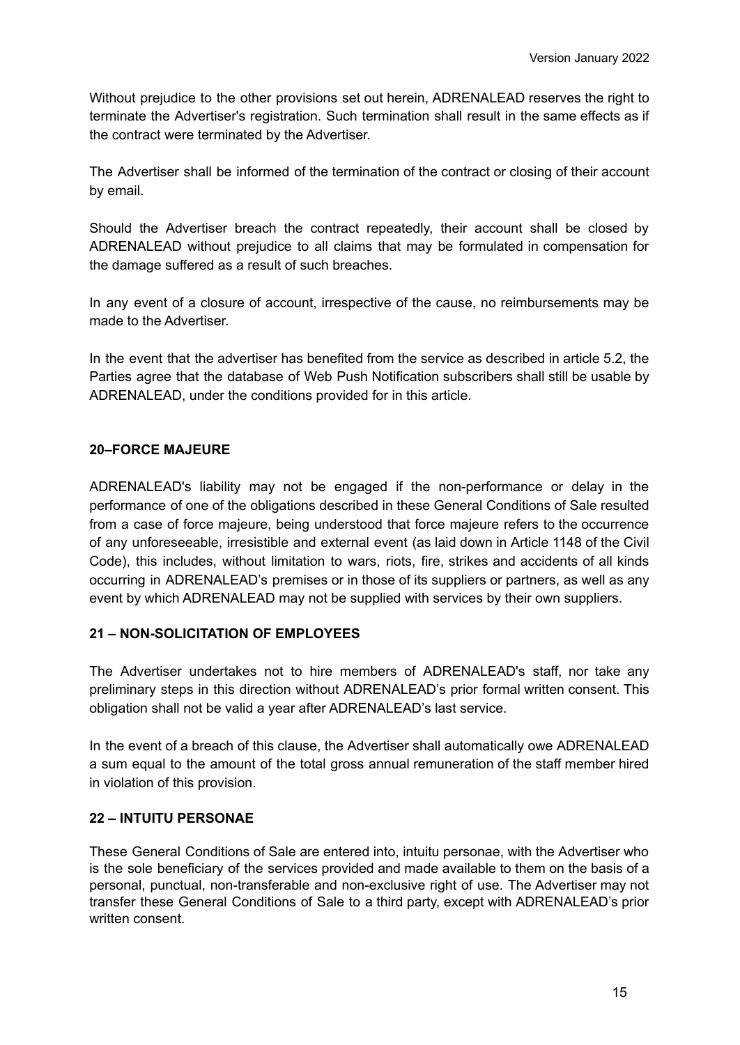Without prejudice to the other provisions set out herein, ADRENALEAD reserves the right to terminate the Advertiser's registration. Such termination shall result in the same effects as if the contract were terminated by the Advertiser.

The Advertiser shall be informed of the termination of the contract or closing of their account by email.

Should the Advertiser breach the contract repeatedly, their account shall be closed by ADRENALEAD without prejudice to all claims that may be formulated in compensation for the damage suffered as a result of such breaches.

In any event of a closure of account, irrespective of the cause, no reimbursements may be made to the Advertiser.

In the event that the advertiser has benefited from the service as described in article 5.2, the Parties agree that the database of Web Push Notification subscribers shall still be usable by ADRENALEAD, under the conditions provided for in this article.

## 20–FORCE MAJEURE

ADRENALEAD's liability may not be engaged if the non-performance or delay in the performance of one of the obligations described in these General Conditions of Sale resulted from a case of force majeure, being understood that force majeure refers to the occurrence of any unforeseeable, irresistible and external event (as laid down in Article 1148 of the Civil Code), this includes, without limitation to wars, riots, fire, strikes and accidents of all kinds occurring in ADRENALEAD's premises or in those of its suppliers or partners, as well as any event by which ADRENALEAD may not be supplied with services by their own suppliers.

## 21 – NON-SOLICITATION OF EMPLOYEES

The Advertiser undertakes not to hire members of ADRENALEAD's staff, nor take any preliminary steps in this direction without ADRENALEAD's prior formal written consent. This obligation shall not be valid a year after ADRENALEAD's last service.

In the event of a breach of this clause, the Advertiser shall automatically owe ADRENALEAD a sum equal to the amount of the total gross annual remuneration of the staff member hired in violation of this provision.

## 22 – INTUITU PERSONAE

These General Conditions of Sale are entered into, intuitu personae, with the Advertiser who is the sole beneficiary of the services provided and made available to them on the basis of a personal, punctual, non-transferable and non-exclusive right of use. The Advertiser may not transfer these General Conditions of Sale to a third party, except with ADRENALEAD's prior written consent.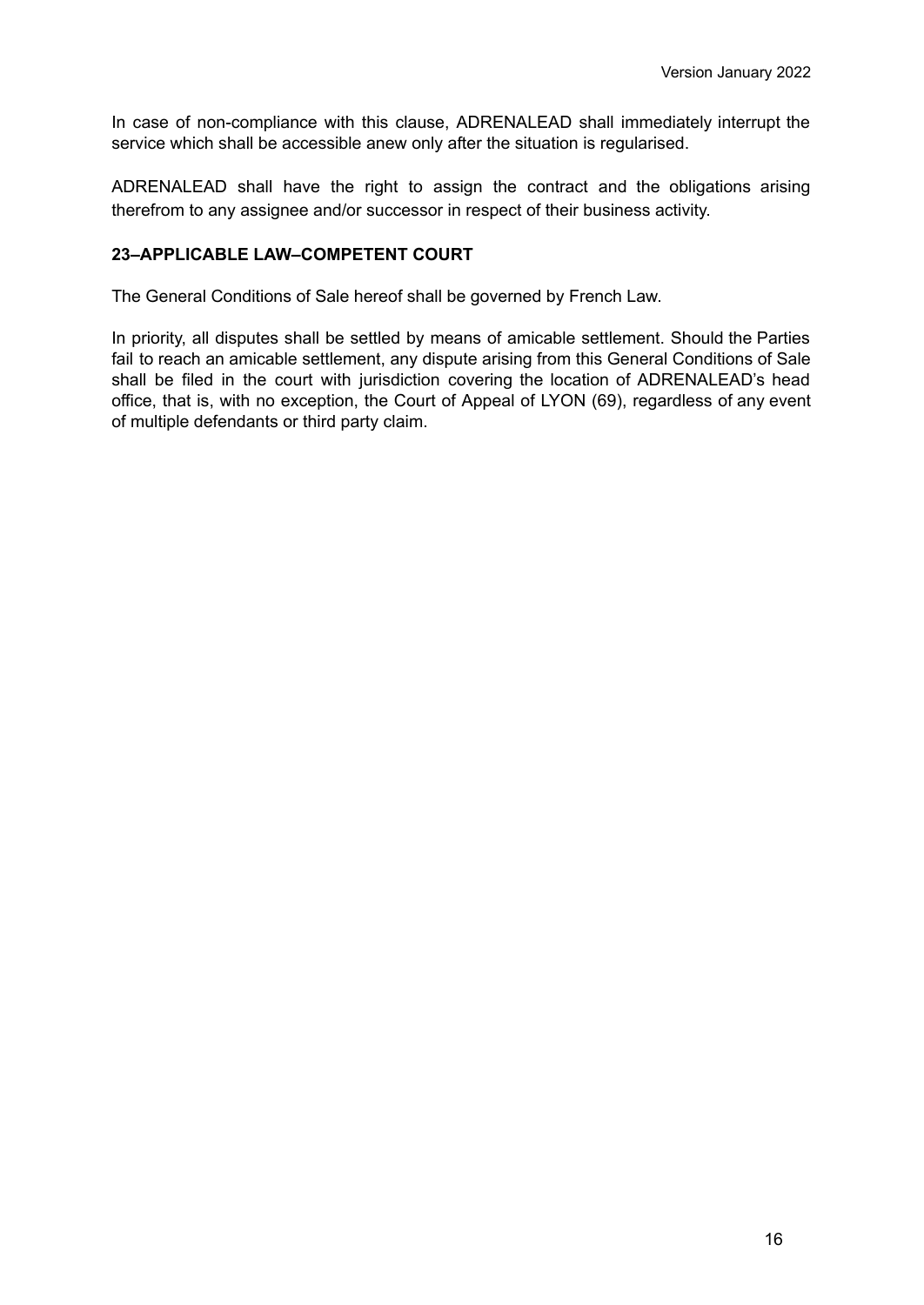In case of non-compliance with this clause, ADRENALEAD shall immediately interrupt the service which shall be accessible anew only after the situation is regularised.

ADRENALEAD shall have the right to assign the contract and the obligations arising therefrom to any assignee and/or successor in respect of their business activity.

**23–APPLICABLE LAW–COMPETENT COURT**

The General Conditions of Sale hereof shall be governed by French Law.

In priority, all disputes shall be settled by means of amicable settlement. Should the Parties fail to reach an amicable settlement, any dispute arising from this General Conditions of Sale shall be filed in the court with jurisdiction covering the location of ADRENALEAD's head office, that is, with no exception, the Court of Appeal of LYON (69), regardless of any event of multiple defendants or third party claim.